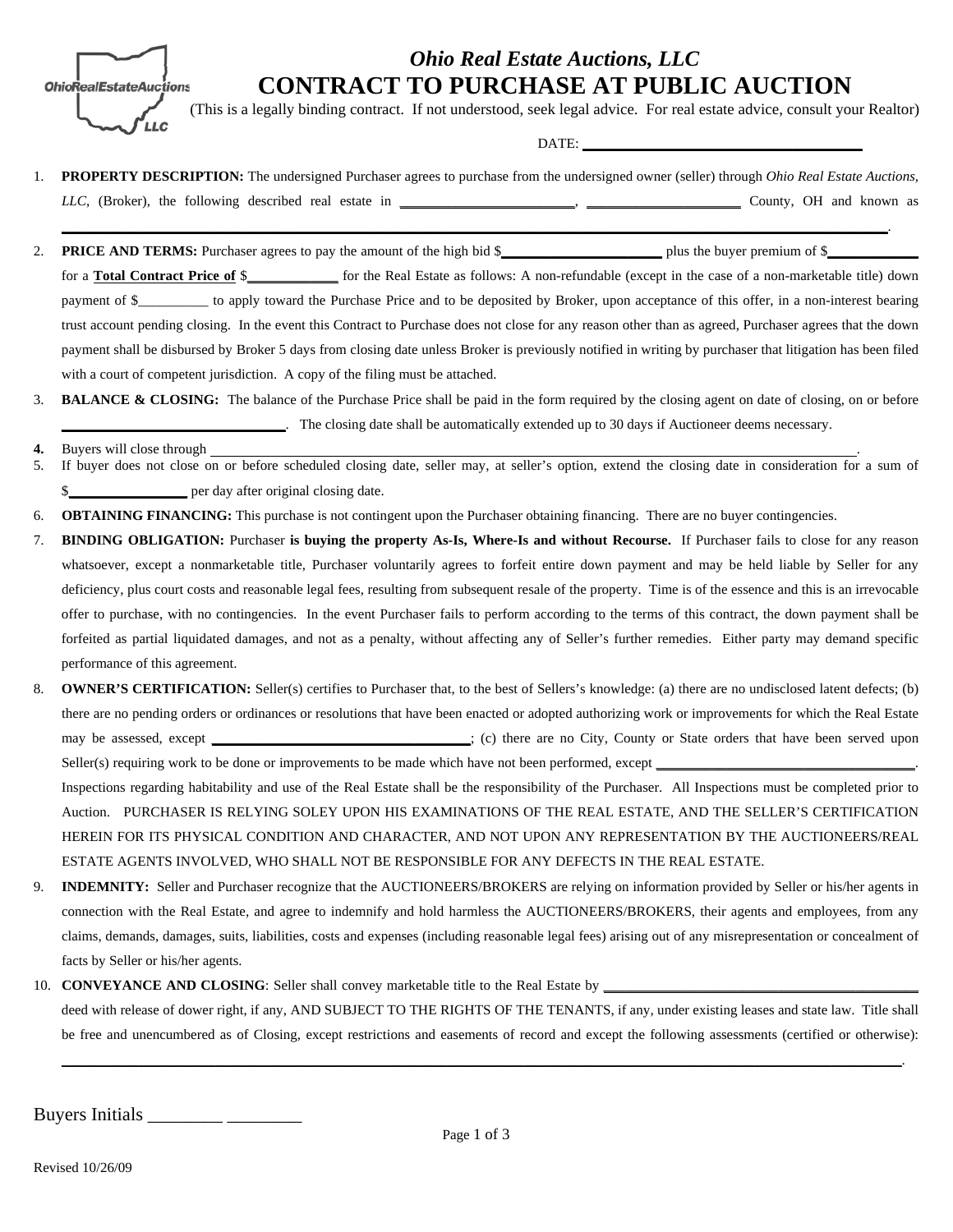*Ohio Real Estate Auctions, LLC*

# CONTRACT TO PURCHASE AT PUBLIC AUCTION

(This is a legally binding contract. If not understood, seek legal advice. For real estate advice, consult your Realtor)

DATE: ______________________________

1. **PROPERTY DESCRIPTION:** The undersigned Purchaser agrees to purchase from the undersigned owner (seller) through *Ohio Real Estate Auctions, LLC*, (Broker), the following described real estate in ______________________, ____________________ County, OH and known as ______________________________________________________________________________.
2. **PRICE AND TERMS:** Purchaser agrees to pay the amount of the high bid $____________________ plus the buyer premium of $__________ for a **Total Contract Price of** $__________ for the Real Estate as follows: A non-refundable (except in the case of a non-marketable title) down payment of $__________ to apply toward the Purchase Price and to be deposited by Broker, upon acceptance of this offer, in a non-interest bearing trust account pending closing. In the event this Contract to Purchase does not close for any reason other than as agreed, Purchaser agrees that the down payment shall be disbursed by Broker 5 days from closing date unless Broker is previously notified in writing by purchaser that litigation has been filed with a court of competent jurisdiction. A copy of the filing must be attached.
3. **BALANCE & CLOSING:** The balance of the Purchase Price shall be paid in the form required by the closing agent on date of closing, on or before ____________________________. The closing date shall be automatically extended up to 30 days if Auctioneer deems necessary.
4. Buyers will close through ______________________________________________________________________________.
5. If buyer does not close on or before scheduled closing date, seller may, at seller's option, extend the closing date in consideration for a sum of $_______________ per day after original closing date.
6. **OBTAINING FINANCING:** This purchase is not contingent upon the Purchaser obtaining financing. There are no buyer contingencies.
7. **BINDING OBLIGATION:** Purchaser **is buying the property As-Is, Where-Is and without Recourse.** If Purchaser fails to close for any reason whatsoever, except a nonmarketable title, Purchaser voluntarily agrees to forfeit entire down payment and may be held liable by Seller for any deficiency, plus court costs and reasonable legal fees, resulting from subsequent resale of the property. Time is of the essence and this is an irrevocable offer to purchase, with no contingencies. In the event Purchaser fails to perform according to the terms of this contract, the down payment shall be forfeited as partial liquidated damages, and not as a penalty, without affecting any of Seller's further remedies. Either party may demand specific performance of this agreement.
8. **OWNER'S CERTIFICATION:** Seller(s) certifies to Purchaser that, to the best of Sellers's knowledge: (a) there are no undisclosed latent defects; (b) there are no pending orders or ordinances or resolutions that have been enacted or adopted authorizing work or improvements for which the Real Estate may be assessed, except ______________________________; (c) there are no City, County or State orders that have been served upon Seller(s) requiring work to be done or improvements to be made which have not been performed, except ______________________________. Inspections regarding habitability and use of the Real Estate shall be the responsibility of the Purchaser. All Inspections must be completed prior to Auction. PURCHASER IS RELYING SOLEY UPON HIS EXAMINATIONS OF THE REAL ESTATE, AND THE SELLER'S CERTIFICATION HEREIN FOR ITS PHYSICAL CONDITION AND CHARACTER, AND NOT UPON ANY REPRESENTATION BY THE AUCTIONEERS/REAL ESTATE AGENTS INVOLVED, WHO SHALL NOT BE RESPONSIBLE FOR ANY DEFECTS IN THE REAL ESTATE.
9. **INDEMNITY:** Seller and Purchaser recognize that the AUCTIONEERS/BROKERS are relying on information provided by Seller or his/her agents in connection with the Real Estate, and agree to indemnify and hold harmless the AUCTIONEERS/BROKERS, their agents and employees, from any claims, demands, damages, suits, liabilities, costs and expenses (including reasonable legal fees) arising out of any misrepresentation or concealment of facts by Seller or his/her agents.
10. **CONVEYANCE AND CLOSING**: Seller shall convey marketable title to the Real Estate by ____________________________________ deed with release of dower right, if any, AND SUBJECT TO THE RIGHTS OF THE TENANTS, if any, under existing leases and state law. Title shall be free and unencumbered as of Closing, except restrictions and easements of record and except the following assessments (certified or otherwise): ______________________________________________________________________________.

Buyers Initials ________ ________

Revised 10/26/09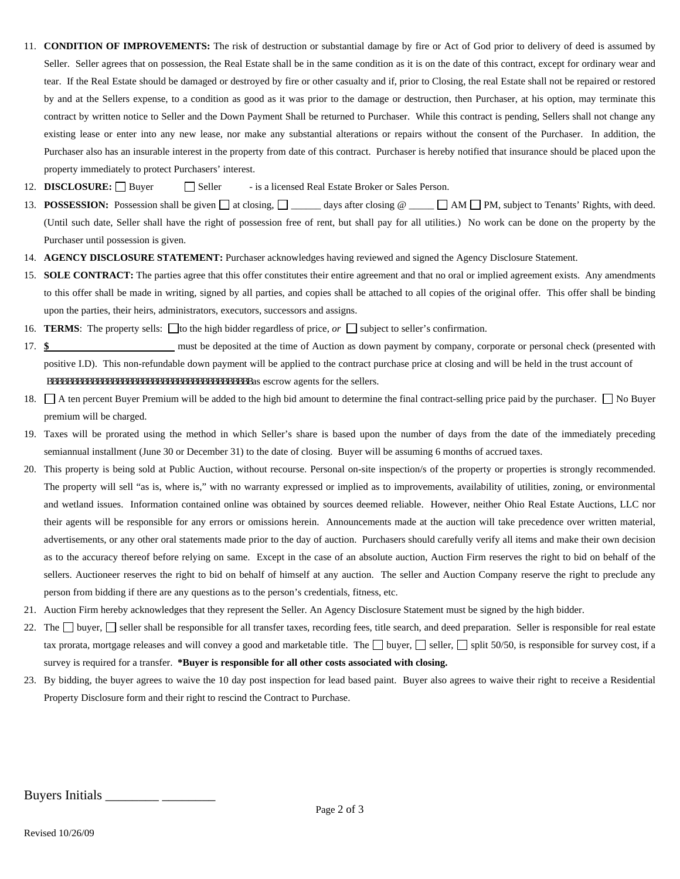11. **CONDITION OF IMPROVEMENTS:** The risk of destruction or substantial damage by fire or Act of God prior to delivery of deed is assumed by Seller. Seller agrees that on possession, the Real Estate shall be in the same condition as it is on the date of this contract, except for ordinary wear and tear. If the Real Estate should be damaged or destroyed by fire or other casualty and if, prior to Closing, the real Estate shall not be repaired or restored by and at the Sellers expense, to a condition as good as it was prior to the damage or destruction, then Purchaser, at his option, may terminate this contract by written notice to Seller and the Down Payment Shall be returned to Purchaser. While this contract is pending, Sellers shall not change any existing lease or enter into any new lease, nor make any substantial alterations or repairs without the consent of the Purchaser. In addition, the Purchaser also has an insurable interest in the property from date of this contract. Purchaser is hereby notified that insurance should be placed upon the property immediately to protect Purchasers' interest.
12. **DISCLOSURE:** ☐ Buyer ☐ Seller - is a licensed Real Estate Broker or Sales Person.
13. **POSSESSION:** Possession shall be given ☐ at closing, ☐ ______ days after closing @ _____ ☐ AM ☐ PM, subject to Tenants' Rights, with deed. (Until such date, Seller shall have the right of possession free of rent, but shall pay for all utilities.) No work can be done on the property by the Purchaser until possession is given.
14. **AGENCY DISCLOSURE STATEMENT:** Purchaser acknowledges having reviewed and signed the Agency Disclosure Statement.
15. **SOLE CONTRACT:** The parties agree that this offer constitutes their entire agreement and that no oral or implied agreement exists. Any amendments to this offer shall be made in writing, signed by all parties, and copies shall be attached to all copies of the original offer. This offer shall be binding upon the parties, their heirs, administrators, executors, successors and assigns.
16. **TERMS**: The property sells: ☐ to the high bidder regardless of price, *or* ☐ subject to seller's confirmation.
17. **$________________________** must be deposited at the time of Auction as down payment by company, corporate or personal check (presented with positive I.D). This non-refundable down payment will be applied to the contract purchase price at closing and will be held in the trust account of BBBBBBBBBBBBBBBBBBBBBBBBBBBBBBBBBBBBBBBBBBas escrow agents for the sellers.
18. ☐ A ten percent Buyer Premium will be added to the high bid amount to determine the final contract-selling price paid by the purchaser. ☐ No Buyer premium will be charged.
19. Taxes will be prorated using the method in which Seller's share is based upon the number of days from the date of the immediately preceding semiannual installment (June 30 or December 31) to the date of closing. Buyer will be assuming 6 months of accrued taxes.
20. This property is being sold at Public Auction, without recourse. Personal on-site inspection/s of the property or properties is strongly recommended. The property will sell "as is, where is," with no warranty expressed or implied as to improvements, availability of utilities, zoning, or environmental and wetland issues. Information contained online was obtained by sources deemed reliable. However, neither Ohio Real Estate Auctions, LLC nor their agents will be responsible for any errors or omissions herein. Announcements made at the auction will take precedence over written material, advertisements, or any other oral statements made prior to the day of auction. Purchasers should carefully verify all items and make their own decision as to the accuracy thereof before relying on same. Except in the case of an absolute auction, Auction Firm reserves the right to bid on behalf of the sellers. Auctioneer reserves the right to bid on behalf of himself at any auction. The seller and Auction Company reserve the right to preclude any person from bidding if there are any questions as to the person's credentials, fitness, etc.
21. Auction Firm hereby acknowledges that they represent the Seller. An Agency Disclosure Statement must be signed by the high bidder.
22. The ☐ buyer, ☐ seller shall be responsible for all transfer taxes, recording fees, title search, and deed preparation. Seller is responsible for real estate tax prorata, mortgage releases and will convey a good and marketable title. The ☐ buyer, ☐ seller, ☐ split 50/50, is responsible for survey cost, if a survey is required for a transfer. ***Buyer is responsible for all other costs associated with closing.**
23. By bidding, the buyer agrees to waive the 10 day post inspection for lead based paint. Buyer also agrees to waive their right to receive a Residential Property Disclosure form and their right to rescind the Contract to Purchase.

Buyers Initials ________ ________

Revised 10/26/09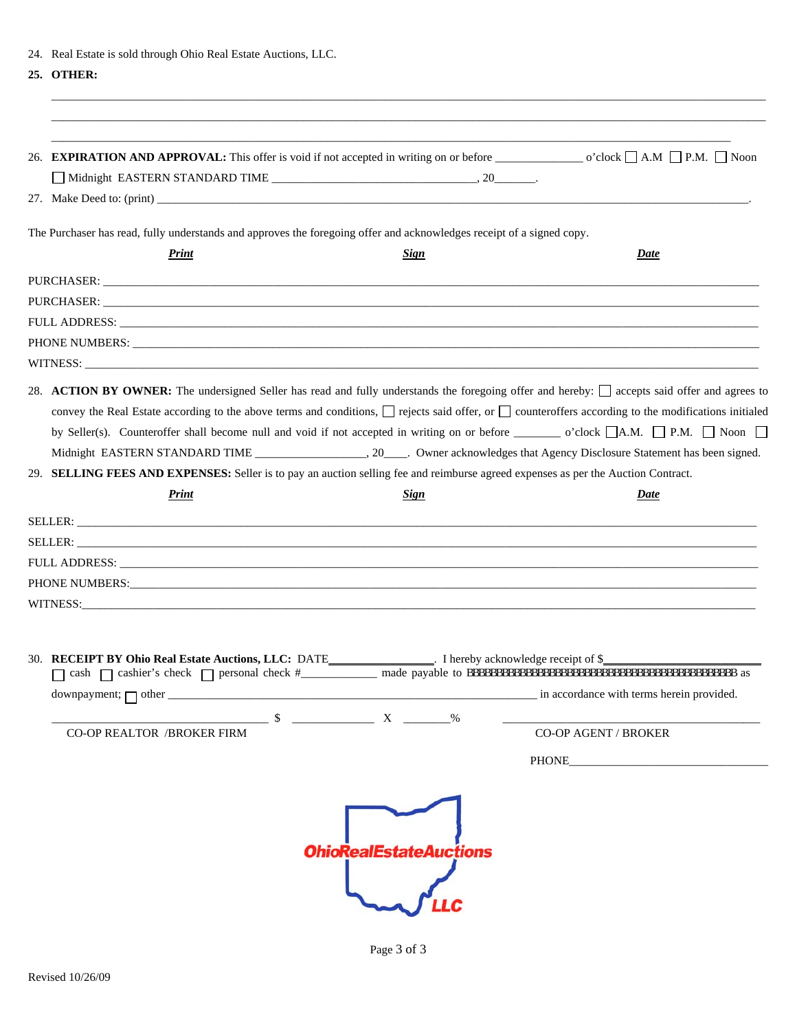24. Real Estate is sold through Ohio Real Estate Auctions, LLC.

**25. OTHER:**

_______________________________________________________________________________________________

_______________________________________________________________________________________________

_____________________________________________________________________________________________

26. **EXPIRATION AND APPROVAL:** This offer is void if not accepted in writing on or before ______________ o'clock ☐ A.M ☐ P.M. ☐ Noon ☐ Midnight EASTERN STANDARD TIME _________________________________, 20_______.

27. Make Deed to: (print) _____________________________________________________________________________________.

The Purchaser has read, fully understands and approves the foregoing offer and acknowledges receipt of a signed copy.

| | ***Print*** | ***Sign*** | ***Date*** |
|---|---|---|---|
| PURCHASER: | | | |
| PURCHASER: | | | |

FULL ADDRESS: _______________________________________________________________________________________

PHONE NUMBERS: _____________________________________________________________________________________

WITNESS: ___________________________________________________________________________________________

28. **ACTION BY OWNER:** The undersigned Seller has read and fully understands the foregoing offer and hereby: ☐ accepts said offer and agrees to convey the Real Estate according to the above terms and conditions, ☐ rejects said offer, or ☐ counteroffers according to the modifications initialed by Seller(s). Counteroffer shall become null and void if not accepted in writing on or before _______ o'clock ☐A.M. ☐ P.M. ☐ Noon ☐ Midnight EASTERN STANDARD TIME __________________, 20____. Owner acknowledges that Agency Disclosure Statement has been signed.

29. **SELLING FEES AND EXPENSES:** Seller is to pay an auction selling fee and reimburse agreed expenses as per the Auction Contract.

| | ***Print*** | ***Sign*** | ***Date*** |
|---|---|---|---|
| SELLER: | | | |
| SELLER: | | | |

FULL ADDRESS: _______________________________________________________________________________________

PHONE NUMBERS:______________________________________________________________________________________

WITNESS:____________________________________________________________________________________________

30. **RECEIPT BY Ohio Real Estate Auctions, LLC:** DATE_________________. I hereby acknowledge receipt of $_________________________ ☐ cash ☐ cashier's check ☐ personal check #____________ made payable to BBBBBBBBBBBBBBBBBBBBBBBBBBBBBBBBBBBBBBBBBBBBBBBB as downpayment; ☐ other ____________________________________________________________ in accordance with terms herein provided.

____________________________________ $ _____________ X _______% ____________________________________

CO-OP REALTOR /BROKER FIRM                                                                 CO-OP AGENT / BROKER

PHONE__________________________________

OhioRealEstateAuctions LLC

Revised 10/26/09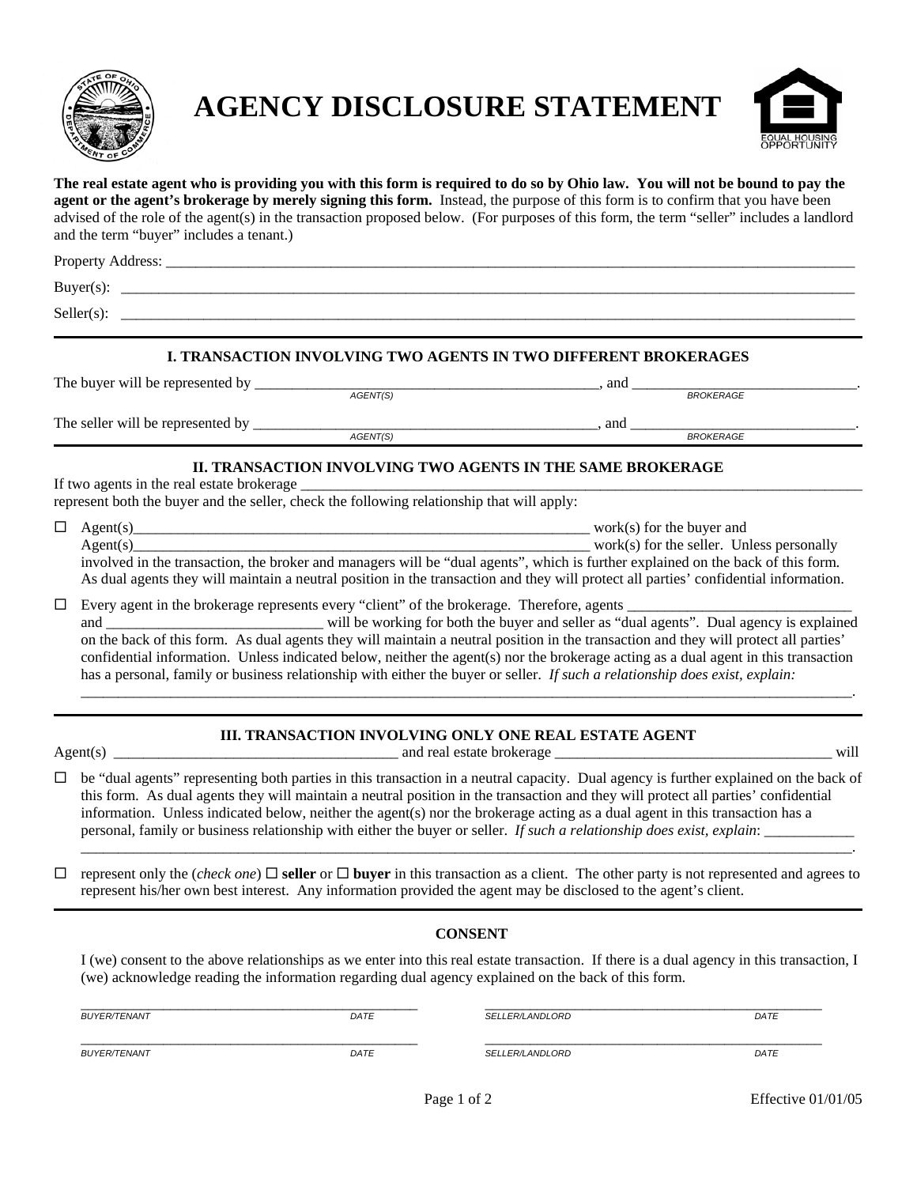# AGENCY DISCLOSURE STATEMENT

**The real estate agent who is providing you with this form is required to do so by Ohio law. You will not be bound to pay the agent or the agent's brokerage by merely signing this form.** Instead, the purpose of this form is to confirm that you have been advised of the role of the agent(s) in the transaction proposed below. (For purposes of this form, the term "seller" includes a landlord and the term "buyer" includes a tenant.)

Property Address: ______________________________________________________________________

Buyer(s): ______________________________________________________________________

Seller(s): ______________________________________________________________________

---

## I. TRANSACTION INVOLVING TWO AGENTS IN TWO DIFFERENT BROKERAGES

The buyer will be represented by ____________________________________ (AGENT(S)), and ____________________________ (BROKERAGE).

The seller will be represented by ____________________________________ (AGENT(S)), and ____________________________ (BROKERAGE).

---

## II. TRANSACTION INVOLVING TWO AGENTS IN THE SAME BROKERAGE

If two agents in the real estate brokerage ______________________________________________________ represent both the buyer and the seller, check the following relationship that will apply:

- ☐ Agent(s)_______________________________________________ work(s) for the buyer and Agent(s)_______________________________________________ work(s) for the seller. Unless personally involved in the transaction, the broker and managers will be "dual agents", which is further explained on the back of this form. As dual agents they will maintain a neutral position in the transaction and they will protect all parties' confidential information.
- ☐ Every agent in the brokerage represents every "client" of the brokerage. Therefore, agents ____________________________ and ____________________________ will be working for both the buyer and seller as "dual agents". Dual agency is explained on the back of this form. As dual agents they will maintain a neutral position in the transaction and they will protect all parties' confidential information. Unless indicated below, neither the agent(s) nor the brokerage acting as a dual agent in this transaction has a personal, family or business relationship with either the buyer or seller. *If such a relationship does exist, explain:* ______________________________________________________________________.

---

## III. TRANSACTION INVOLVING ONLY ONE REAL ESTATE AGENT

Agent(s) ____________________________________ and real estate brokerage ____________________________________ will

- ☐ be "dual agents" representing both parties in this transaction in a neutral capacity. Dual agency is further explained on the back of this form. As dual agents they will maintain a neutral position in the transaction and they will protect all parties' confidential information. Unless indicated below, neither the agent(s) nor the brokerage acting as a dual agent in this transaction has a personal, family or business relationship with either the buyer or seller. *If such a relationship does exist, explain*: ____________ ______________________________________________________________________.
- ☐ represent only the (*check one*) ☐ **seller** or ☐ **buyer** in this transaction as a client. The other party is not represented and agrees to represent his/her own best interest. Any information provided the agent may be disclosed to the agent's client.

---

### CONSENT

I (we) consent to the above relationships as we enter into this real estate transaction. If there is a dual agency in this transaction, I (we) acknowledge reading the information regarding dual agency explained on the back of this form.

| | | | |
|---|---|---|---|
| ______________________ BUYER/TENANT | DATE | ______________________ SELLER/LANDLORD | DATE |
| ______________________ BUYER/TENANT | DATE | ______________________ SELLER/LANDLORD | DATE |

Effective 01/01/05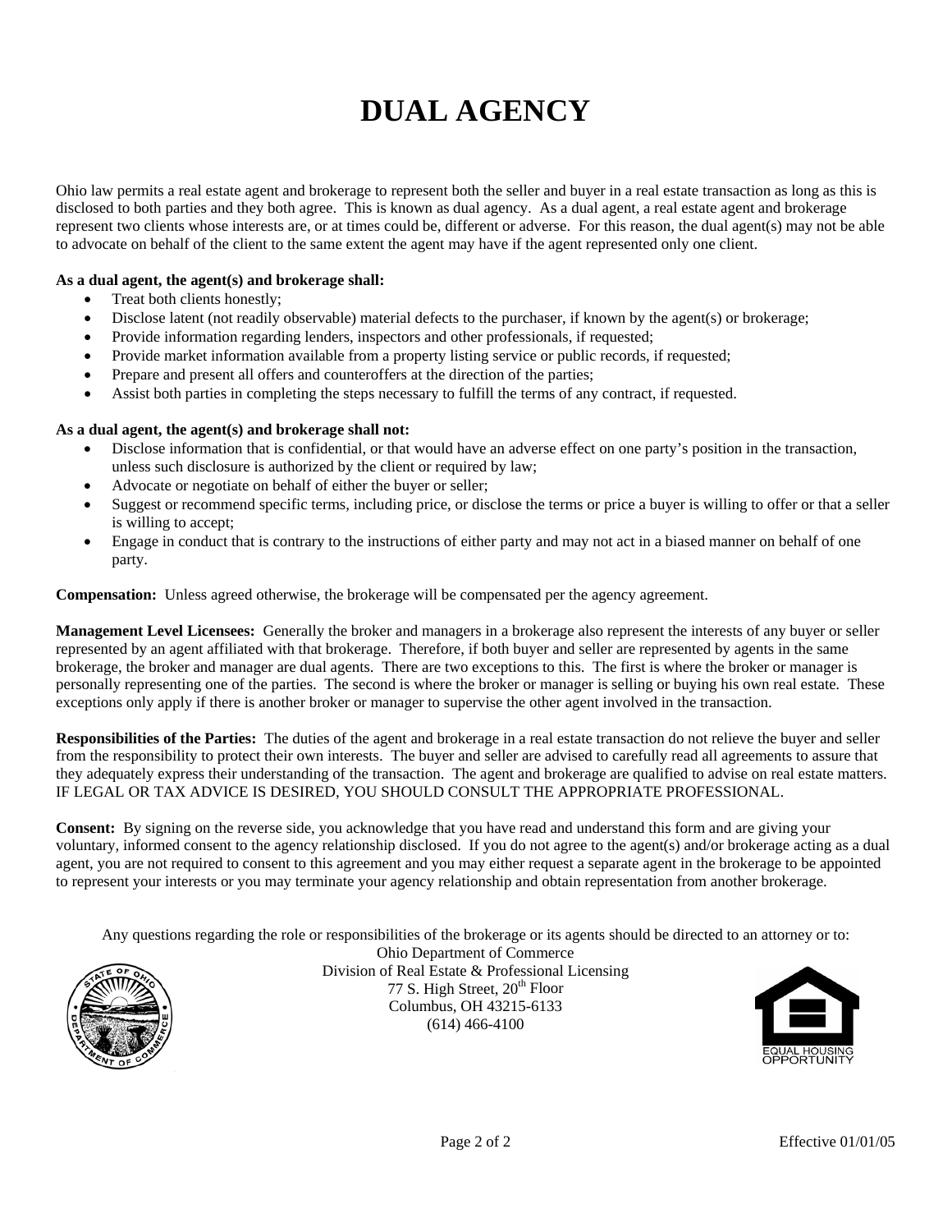# DUAL AGENCY

Ohio law permits a real estate agent and brokerage to represent both the seller and buyer in a real estate transaction as long as this is disclosed to both parties and they both agree. This is known as dual agency. As a dual agent, a real estate agent and brokerage represent two clients whose interests are, or at times could be, different or adverse. For this reason, the dual agent(s) may not be able to advocate on behalf of the client to the same extent the agent may have if the agent represented only one client.

**As a dual agent, the agent(s) and brokerage shall:**

- Treat both clients honestly;
- Disclose latent (not readily observable) material defects to the purchaser, if known by the agent(s) or brokerage;
- Provide information regarding lenders, inspectors and other professionals, if requested;
- Provide market information available from a property listing service or public records, if requested;
- Prepare and present all offers and counteroffers at the direction of the parties;
- Assist both parties in completing the steps necessary to fulfill the terms of any contract, if requested.

**As a dual agent, the agent(s) and brokerage shall not:**

- Disclose information that is confidential, or that would have an adverse effect on one party's position in the transaction, unless such disclosure is authorized by the client or required by law;
- Advocate or negotiate on behalf of either the buyer or seller;
- Suggest or recommend specific terms, including price, or disclose the terms or price a buyer is willing to offer or that a seller is willing to accept;
- Engage in conduct that is contrary to the instructions of either party and may not act in a biased manner on behalf of one party.

**Compensation:** Unless agreed otherwise, the brokerage will be compensated per the agency agreement.

**Management Level Licensees:** Generally the broker and managers in a brokerage also represent the interests of any buyer or seller represented by an agent affiliated with that brokerage. Therefore, if both buyer and seller are represented by agents in the same brokerage, the broker and manager are dual agents. There are two exceptions to this. The first is where the broker or manager is personally representing one of the parties. The second is where the broker or manager is selling or buying his own real estate. These exceptions only apply if there is another broker or manager to supervise the other agent involved in the transaction.

**Responsibilities of the Parties:** The duties of the agent and brokerage in a real estate transaction do not relieve the buyer and seller from the responsibility to protect their own interests. The buyer and seller are advised to carefully read all agreements to assure that they adequately express their understanding of the transaction. The agent and brokerage are qualified to advise on real estate matters. IF LEGAL OR TAX ADVICE IS DESIRED, YOU SHOULD CONSULT THE APPROPRIATE PROFESSIONAL.

**Consent:** By signing on the reverse side, you acknowledge that you have read and understand this form and are giving your voluntary, informed consent to the agency relationship disclosed. If you do not agree to the agent(s) and/or brokerage acting as a dual agent, you are not required to consent to this agreement and you may either request a separate agent in the brokerage to be appointed to represent your interests or you may terminate your agency relationship and obtain representation from another brokerage.

Any questions regarding the role or responsibilities of the brokerage or its agents should be directed to an attorney or to:

Ohio Department of Commerce
Division of Real Estate & Professional Licensing
77 S. High Street, 20th Floor
Columbus, OH 43215-6133
(614) 466-4100

EQUAL HOUSING OPPORTUNITY

Effective 01/01/05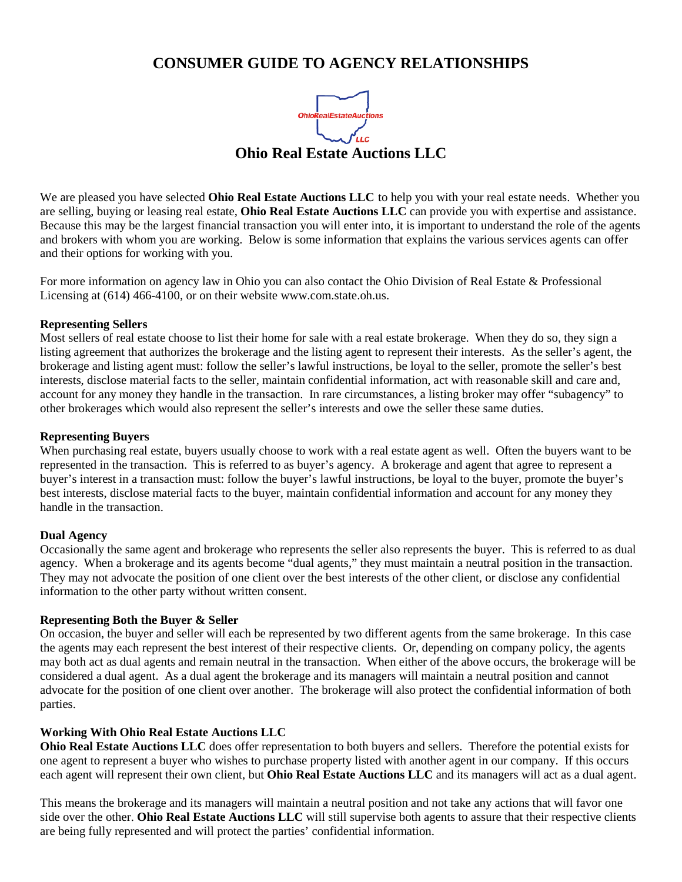# CONSUMER GUIDE TO AGENCY RELATIONSHIPS

OhioRealEstateAuctions LLC

## Ohio Real Estate Auctions LLC

We are pleased you have selected **Ohio Real Estate Auctions LLC** to help you with your real estate needs. Whether you are selling, buying or leasing real estate, **Ohio Real Estate Auctions LLC** can provide you with expertise and assistance. Because this may be the largest financial transaction you will enter into, it is important to understand the role of the agents and brokers with whom you are working. Below is some information that explains the various services agents can offer and their options for working with you.

For more information on agency law in Ohio you can also contact the Ohio Division of Real Estate & Professional Licensing at (614) 466-4100, or on their website www.com.state.oh.us.

**Representing Sellers**

Most sellers of real estate choose to list their home for sale with a real estate brokerage. When they do so, they sign a listing agreement that authorizes the brokerage and the listing agent to represent their interests. As the seller's agent, the brokerage and listing agent must: follow the seller's lawful instructions, be loyal to the seller, promote the seller's best interests, disclose material facts to the seller, maintain confidential information, act with reasonable skill and care and, account for any money they handle in the transaction. In rare circumstances, a listing broker may offer "subagency" to other brokerages which would also represent the seller's interests and owe the seller these same duties.

**Representing Buyers**

When purchasing real estate, buyers usually choose to work with a real estate agent as well. Often the buyers want to be represented in the transaction. This is referred to as buyer's agency. A brokerage and agent that agree to represent a buyer's interest in a transaction must: follow the buyer's lawful instructions, be loyal to the buyer, promote the buyer's best interests, disclose material facts to the buyer, maintain confidential information and account for any money they handle in the transaction.

**Dual Agency**

Occasionally the same agent and brokerage who represents the seller also represents the buyer. This is referred to as dual agency. When a brokerage and its agents become "dual agents," they must maintain a neutral position in the transaction. They may not advocate the position of one client over the best interests of the other client, or disclose any confidential information to the other party without written consent.

**Representing Both the Buyer & Seller**

On occasion, the buyer and seller will each be represented by two different agents from the same brokerage. In this case the agents may each represent the best interest of their respective clients. Or, depending on company policy, the agents may both act as dual agents and remain neutral in the transaction. When either of the above occurs, the brokerage will be considered a dual agent. As a dual agent the brokerage and its managers will maintain a neutral position and cannot advocate for the position of one client over another. The brokerage will also protect the confidential information of both parties.

**Working With Ohio Real Estate Auctions LLC**

**Ohio Real Estate Auctions LLC** does offer representation to both buyers and sellers. Therefore the potential exists for one agent to represent a buyer who wishes to purchase property listed with another agent in our company. If this occurs each agent will represent their own client, but **Ohio Real Estate Auctions LLC** and its managers will act as a dual agent.

This means the brokerage and its managers will maintain a neutral position and not take any actions that will favor one side over the other. **Ohio Real Estate Auctions LLC** will still supervise both agents to assure that their respective clients are being fully represented and will protect the parties' confidential information.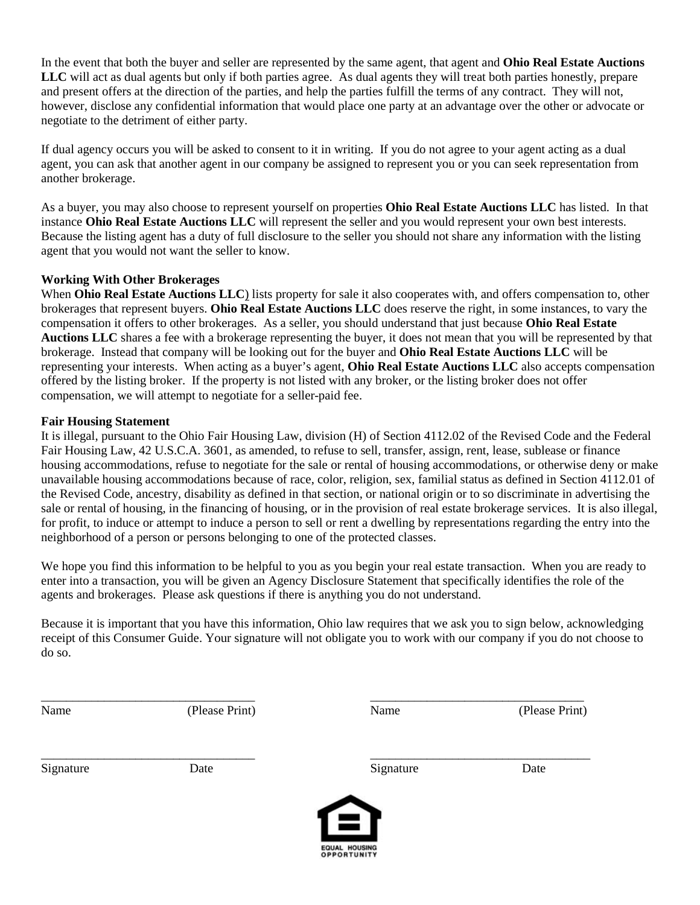In the event that both the buyer and seller are represented by the same agent, that agent and **Ohio Real Estate Auctions LLC** will act as dual agents but only if both parties agree. As dual agents they will treat both parties honestly, prepare and present offers at the direction of the parties, and help the parties fulfill the terms of any contract. They will not, however, disclose any confidential information that would place one party at an advantage over the other or advocate or negotiate to the detriment of either party.

If dual agency occurs you will be asked to consent to it in writing. If you do not agree to your agent acting as a dual agent, you can ask that another agent in our company be assigned to represent you or you can seek representation from another brokerage.

As a buyer, you may also choose to represent yourself on properties **Ohio Real Estate Auctions LLC** has listed. In that instance **Ohio Real Estate Auctions LLC** will represent the seller and you would represent your own best interests. Because the listing agent has a duty of full disclosure to the seller you should not share any information with the listing agent that you would not want the seller to know.

**Working With Other Brokerages**

When **Ohio Real Estate Auctions LLC**) lists property for sale it also cooperates with, and offers compensation to, other brokerages that represent buyers. **Ohio Real Estate Auctions LLC** does reserve the right, in some instances, to vary the compensation it offers to other brokerages. As a seller, you should understand that just because **Ohio Real Estate Auctions LLC** shares a fee with a brokerage representing the buyer, it does not mean that you will be represented by that brokerage. Instead that company will be looking out for the buyer and **Ohio Real Estate Auctions LLC** will be representing your interests. When acting as a buyer's agent, **Ohio Real Estate Auctions LLC** also accepts compensation offered by the listing broker. If the property is not listed with any broker, or the listing broker does not offer compensation, we will attempt to negotiate for a seller-paid fee.

**Fair Housing Statement**

It is illegal, pursuant to the Ohio Fair Housing Law, division (H) of Section 4112.02 of the Revised Code and the Federal Fair Housing Law, 42 U.S.C.A. 3601, as amended, to refuse to sell, transfer, assign, rent, lease, sublease or finance housing accommodations, refuse to negotiate for the sale or rental of housing accommodations, or otherwise deny or make unavailable housing accommodations because of race, color, religion, sex, familial status as defined in Section 4112.01 of the Revised Code, ancestry, disability as defined in that section, or national origin or to so discriminate in advertising the sale or rental of housing, in the financing of housing, or in the provision of real estate brokerage services. It is also illegal, for profit, to induce or attempt to induce a person to sell or rent a dwelling by representations regarding the entry into the neighborhood of a person or persons belonging to one of the protected classes.

We hope you find this information to be helpful to you as you begin your real estate transaction. When you are ready to enter into a transaction, you will be given an Agency Disclosure Statement that specifically identifies the role of the agents and brokerages. Please ask questions if there is anything you do not understand.

Because it is important that you have this information, Ohio law requires that we ask you to sign below, acknowledging receipt of this Consumer Guide. Your signature will not obligate you to work with our company if you do not choose to do so.

\_\_\_\_\_\_\_\_\_\_\_\_\_\_\_\_\_\_\_\_\_\_\_\_\_\_\_\_\_\_\_\_\_\_ \_\_\_\_\_\_\_\_\_\_\_\_\_\_\_\_\_\_\_\_\_\_\_\_\_\_\_\_\_\_\_\_\_\_

Name (Please Print) Name (Please Print)

\_\_\_\_\_\_\_\_\_\_\_\_\_\_\_\_\_\_\_\_\_\_\_\_\_\_\_\_\_\_\_\_\_\_ \_\_\_\_\_\_\_\_\_\_\_\_\_\_\_\_\_\_\_\_\_\_\_\_\_\_\_\_\_\_\_\_\_\_

Signature Date Signature Date

EQUAL HOUSING OPPORTUNITY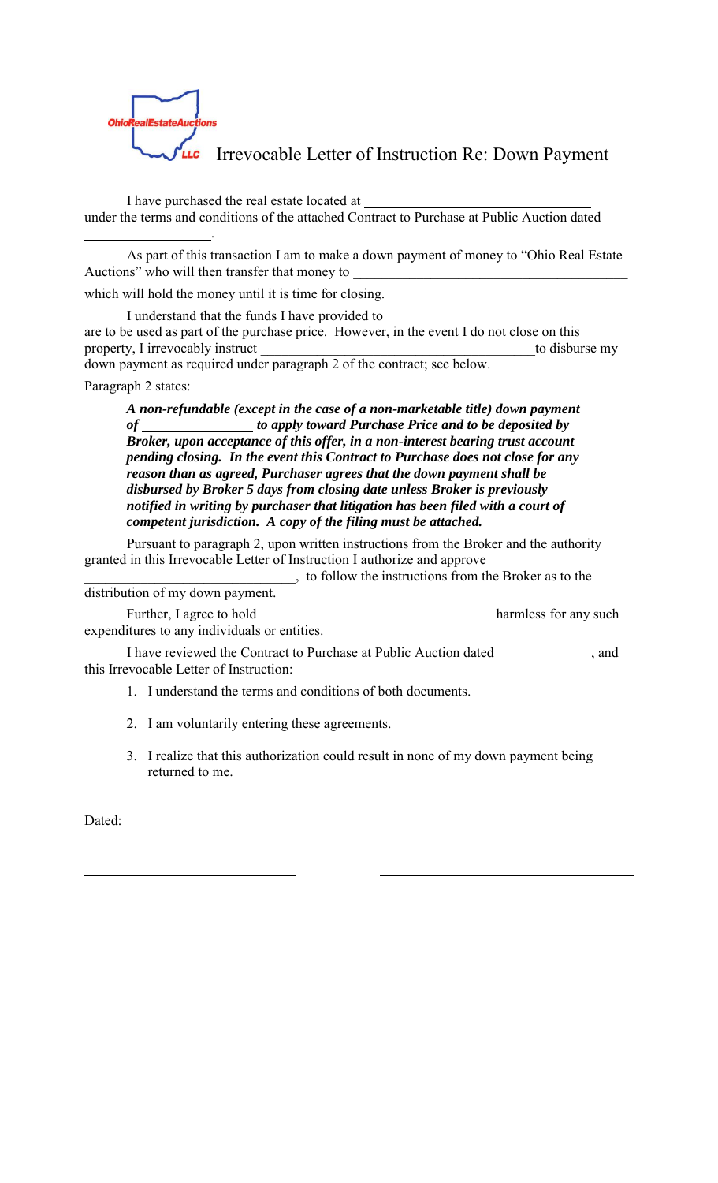OhioRealEstateAuctions LLC

# Irrevocable Letter of Instruction Re: Down Payment

I have purchased the real estate located at ______________________________ under the terms and conditions of the attached Contract to Purchase at Public Auction dated ________________.

As part of this transaction I am to make a down payment of money to "Ohio Real Estate Auctions" who will then transfer that money to ______________________________________ which will hold the money until it is time for closing.

I understand that the funds I have provided to ______________________________ are to be used as part of the purchase price. However, in the event I do not close on this property, I irrevocably instruct ____________________________________ to disburse my down payment as required under paragraph 2 of the contract; see below.

Paragraph 2 states:

> ***A non-refundable (except in the case of a non-marketable title) down payment of ______________ to apply toward Purchase Price and to be deposited by Broker, upon acceptance of this offer, in a non-interest bearing trust account pending closing. In the event this Contract to Purchase does not close for any reason than as agreed, Purchaser agrees that the down payment shall be disbursed by Broker 5 days from closing date unless Broker is previously notified in writing by purchaser that litigation has been filed with a court of competent jurisdiction. A copy of the filing must be attached.***

Pursuant to paragraph 2, upon written instructions from the Broker and the authority granted in this Irrevocable Letter of Instruction I authorize and approve ____________________________, to follow the instructions from the Broker as to the distribution of my down payment.

Further, I agree to hold _______________________________ harmless for any such expenditures to any individuals or entities.

I have reviewed the Contract to Purchase at Public Auction dated ____________, and this Irrevocable Letter of Instruction:

1. I understand the terms and conditions of both documents.
2. I am voluntarily entering these agreements.
3. I realize that this authorization could result in none of my down payment being returned to me.

Dated: ________________

______________________________ ______________________________

______________________________ ______________________________